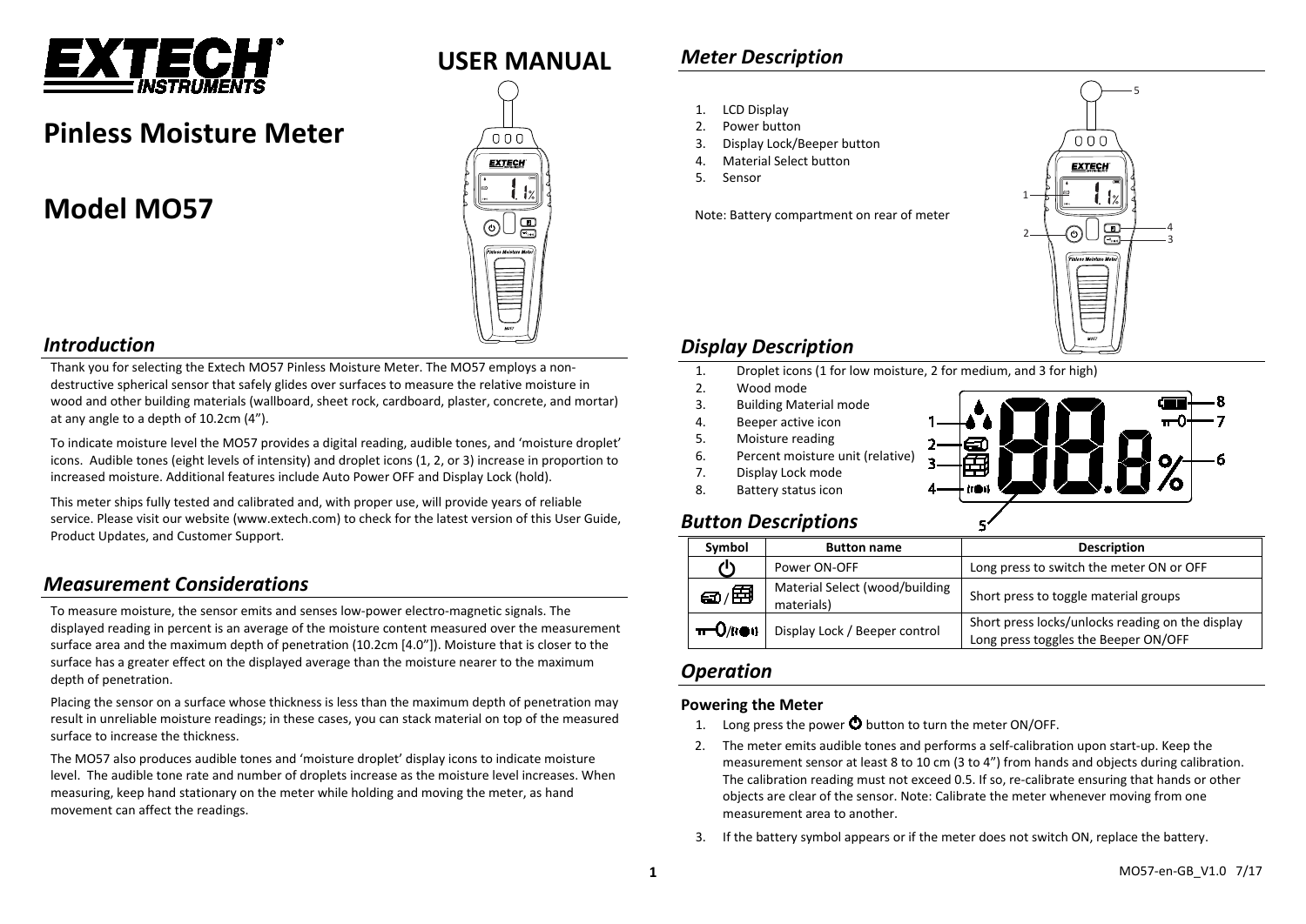# EXTECH INSTRUMENTS

# USER MANUAL

# Pinless Moisture Meter

# Model MO57

## *Introduction*

Thank you for selecting the Extech MO57 Pinless Moisture Meter. The MO57 employs a non-destructive spherical sensor that safely glides over surfaces to measure the relative moisture in wood and other building materials (wallboard, sheet rock, cardboard, plaster, concrete, and mortar) at any angle to a depth of 10.2cm (4").

To indicate moisture level the MO57 provides a digital reading, audible tones, and 'moisture droplet' icons. Audible tones (eight levels of intensity) and droplet icons (1, 2, or 3) increase in proportion to increased moisture. Additional features include Auto Power OFF and Display Lock (hold).

This meter ships fully tested and calibrated and, with proper use, will provide years of reliable service. Please visit our website (www.extech.com) to check for the latest version of this User Guide, Product Updates, and Customer Support.

## *Measurement Considerations*

To measure moisture, the sensor emits and senses low-power electro-magnetic signals. The displayed reading in percent is an average of the moisture content measured over the measurement surface area and the maximum depth of penetration (10.2cm [4.0"]). Moisture that is closer to the surface has a greater effect on the displayed average than the moisture nearer to the maximum depth of penetration.

Placing the sensor on a surface whose thickness is less than the maximum depth of penetration may result in unreliable moisture readings; in these cases, you can stack material on top of the measured surface to increase the thickness.

The MO57 also produces audible tones and 'moisture droplet' display icons to indicate moisture level. The audible tone rate and number of droplets increase as the moisture level increases. When measuring, keep hand stationary on the meter while holding and moving the meter, as hand movement can affect the readings.

## *Meter Description*

1. LCD Display
2. Power button
3. Display Lock/Beeper button
4. Material Select button
5. Sensor

Note: Battery compartment on rear of meter

## *Display Description*

1. Droplet icons (1 for low moisture, 2 for medium, and 3 for high)
2. Wood mode
3. Building Material mode
4. Beeper active icon
5. Moisture reading
6. Percent moisture unit (relative)
7. Display Lock mode
8. Battery status icon

## *Button Descriptions*

| Symbol | Button name | Description |
|---|---|---|
| ⏻ | Power ON-OFF | Long press to switch the meter ON or OFF |
| Wood / Building icons | Material Select (wood/building materials) | Short press to toggle material groups |
| Lock / Beeper icons | Display Lock / Beeper control | Short press locks/unlocks reading on the display<br>Long press toggles the Beeper ON/OFF |

## *Operation*

### Powering the Meter

1. Long press the power ⏻ button to turn the meter ON/OFF.
2. The meter emits audible tones and performs a self-calibration upon start-up. Keep the measurement sensor at least 8 to 10 cm (3 to 4") from hands and objects during calibration. The calibration reading must not exceed 0.5. If so, re-calibrate ensuring that hands or other objects are clear of the sensor. Note: Calibrate the meter whenever moving from one measurement area to another.
3. If the battery symbol appears or if the meter does not switch ON, replace the battery.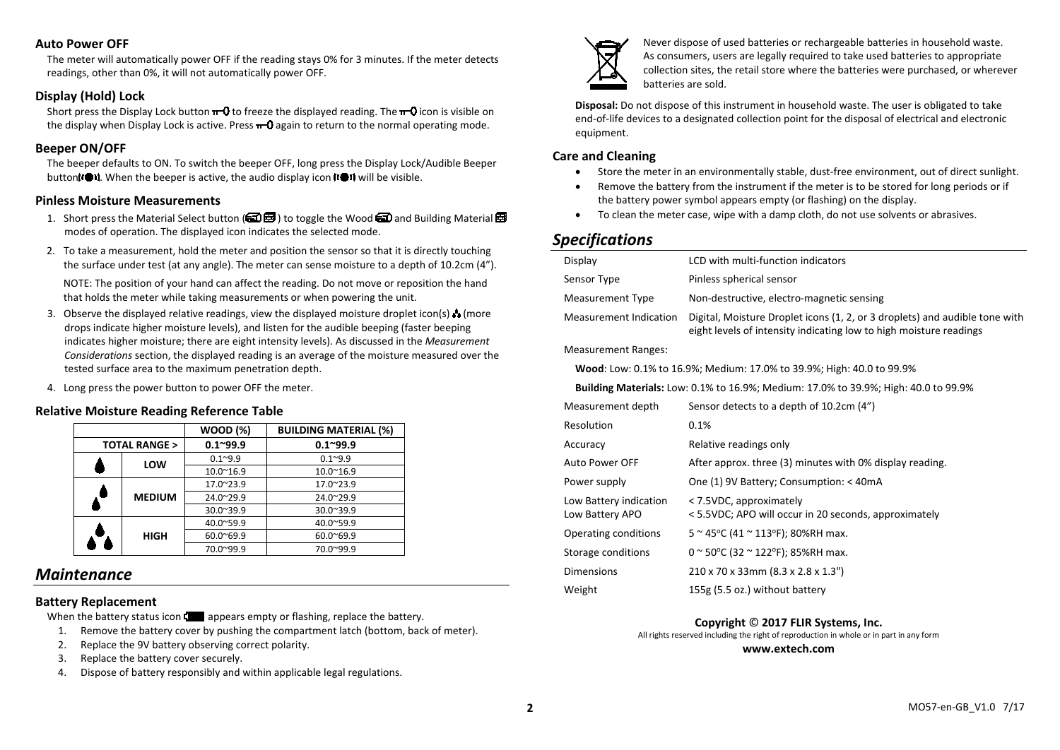### Auto Power OFF

The meter will automatically power OFF if the reading stays 0% for 3 minutes. If the meter detects readings, other than 0%, it will not automatically power OFF.

### Display (Hold) Lock

Short press the Display Lock button to freeze the displayed reading. The icon is visible on the display when Display Lock is active. Press again to return to the normal operating mode.

### Beeper ON/OFF

The beeper defaults to ON. To switch the beeper OFF, long press the Display Lock/Audible Beeper button. When the beeper is active, the audio display icon will be visible.

### Pinless Moisture Measurements

1. Short press the Material Select button ( ) to toggle the Wood and Building Material modes of operation. The displayed icon indicates the selected mode.
2. To take a measurement, hold the meter and position the sensor so that it is directly touching the surface under test (at any angle). The meter can sense moisture to a depth of 10.2cm (4").

   NOTE: The position of your hand can affect the reading. Do not move or reposition the hand that holds the meter while taking measurements or when powering the unit.
3. Observe the displayed relative readings, view the displayed moisture droplet icon(s) (more drops indicate higher moisture levels), and listen for the audible beeping (faster beeping indicates higher moisture; there are eight intensity levels). As discussed in the *Measurement Considerations* section, the displayed reading is an average of the moisture measured over the tested surface area to the maximum penetration depth.
4. Long press the power button to power OFF the meter.

### Relative Moisture Reading Reference Table

| | | WOOD (%) | BUILDING MATERIAL (%) |
|---|---|---|---|
| TOTAL RANGE > | | 0.1~99.9 | 0.1~99.9 |
| | LOW | 0.1~9.9 | 0.1~9.9 |
| | | 10.0~16.9 | 10.0~16.9 |
| | MEDIUM | 17.0~23.9 | 17.0~23.9 |
| | | 24.0~29.9 | 24.0~29.9 |
| | | 30.0~39.9 | 30.0~39.9 |
| | HIGH | 40.0~59.9 | 40.0~59.9 |
| | | 60.0~69.9 | 60.0~69.9 |
| | | 70.0~99.9 | 70.0~99.9 |

## Maintenance

### Battery Replacement

When the battery status icon appears empty or flashing, replace the battery.

1. Remove the battery cover by pushing the compartment latch (bottom, back of meter).
2. Replace the 9V battery observing correct polarity.
3. Replace the battery cover securely.
4. Dispose of battery responsibly and within applicable legal regulations.

Never dispose of used batteries or rechargeable batteries in household waste. As consumers, users are legally required to take used batteries to appropriate collection sites, the retail store where the batteries were purchased, or wherever batteries are sold.

**Disposal:** Do not dispose of this instrument in household waste. The user is obligated to take end-of-life devices to a designated collection point for the disposal of electrical and electronic equipment.

### Care and Cleaning

- Store the meter in an environmentally stable, dust-free environment, out of direct sunlight.
- Remove the battery from the instrument if the meter is to be stored for long periods or if the battery power symbol appears empty (or flashing) on the display.
- To clean the meter case, wipe with a damp cloth, do not use solvents or abrasives.

## Specifications

| | |
|---|---|
| Display | LCD with multi-function indicators |
| Sensor Type | Pinless spherical sensor |
| Measurement Type | Non-destructive, electro-magnetic sensing |
| Measurement Indication | Digital, Moisture Droplet icons (1, 2, or 3 droplets) and audible tone with eight levels of intensity indicating low to high moisture readings |

Measurement Ranges:

**Wood**: Low: 0.1% to 16.9%; Medium: 17.0% to 39.9%; High: 40.0 to 99.9%

**Building Materials:** Low: 0.1% to 16.9%; Medium: 17.0% to 39.9%; High: 40.0 to 99.9%

| | |
|---|---|
| Measurement depth | Sensor detects to a depth of 10.2cm (4") |
| Resolution | 0.1% |
| Accuracy | Relative readings only |
| Auto Power OFF | After approx. three (3) minutes with 0% display reading. |
| Power supply | One (1) 9V Battery; Consumption: < 40mA |
| Low Battery indication | < 7.5VDC, approximately |
| Low Battery APO | < 5.5VDC; APO will occur in 20 seconds, approximately |
| Operating conditions | 5 ~ 45°C (41 ~ 113°F); 80%RH max. |
| Storage conditions | 0 ~ 50°C (32 ~ 122°F); 85%RH max. |
| Dimensions | 210 x 70 x 33mm (8.3 x 2.8 x 1.3") |
| Weight | 155g (5.5 oz.) without battery |

**Copyright © 2017 FLIR Systems, Inc.**

All rights reserved including the right of reproduction in whole or in part in any form

**www.extech.com**

MO57-en-GB_V1.0 7/17